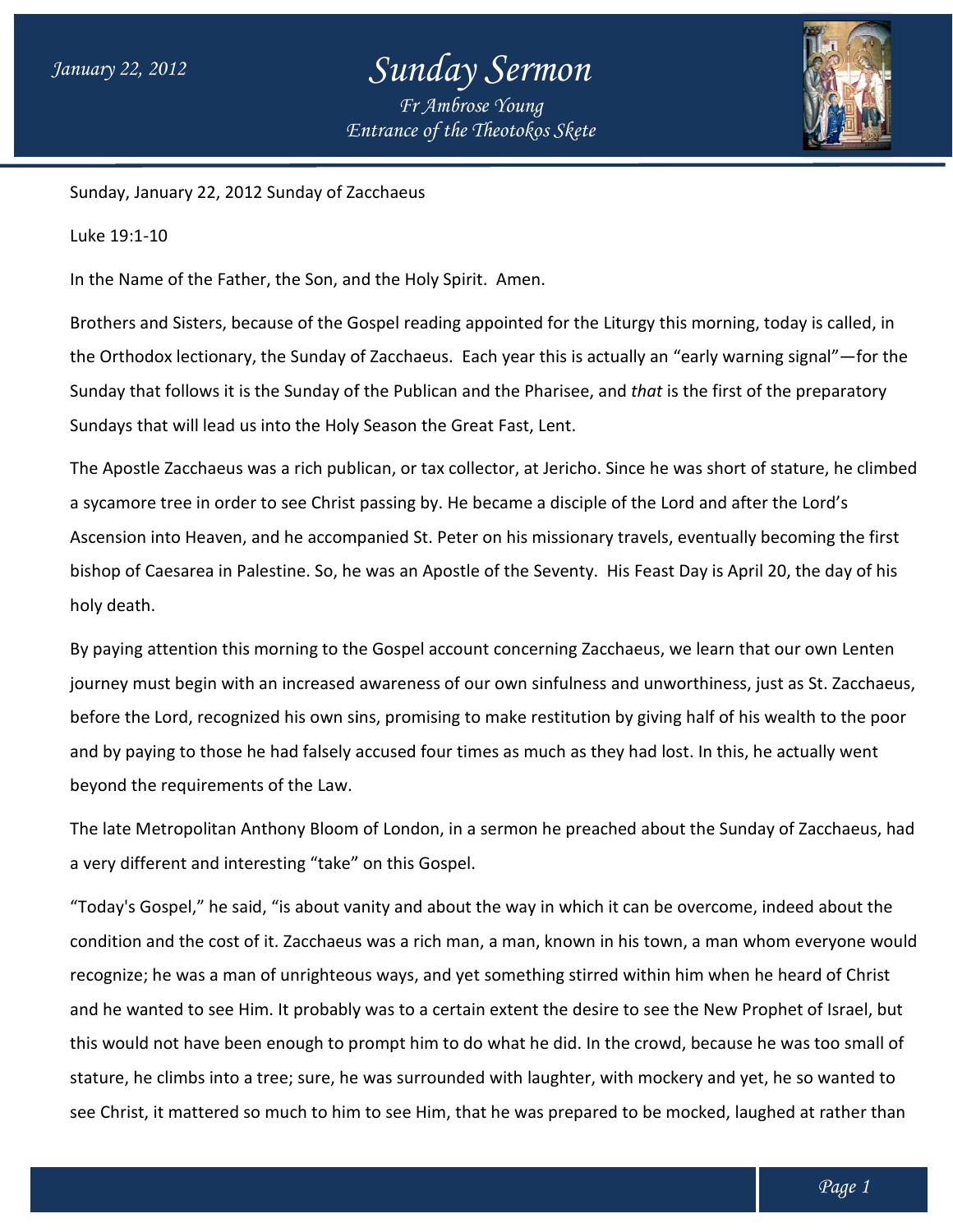Sunday, January 22, 2012 Sunday of Zacchaeus

Luke 19:1-10

In the Name of the Father, the Son, and the Holy Spirit. Amen.

Brothers and Sisters, because of the Gospel reading appointed for the Liturgy this morning, today is called, in the Orthodox lectionary, the Sunday of Zacchaeus. Each year this is actually an "early warning signal"—for the Sunday that follows it is the Sunday of the Publican and the Pharisee, and *that* is the first of the preparatory Sundays that will lead us into the Holy Season the Great Fast, Lent.

The Apostle Zacchaeus was a rich publican, or tax collector, at Jericho. Since he was short of stature, he climbed a sycamore tree in order to see Christ passing by. He became a disciple of the Lord and after the Lord's Ascension into Heaven, and he accompanied St. Peter on his missionary travels, eventually becoming the first bishop of Caesarea in Palestine. So, he was an Apostle of the Seventy. His Feast Day is April 20, the day of his holy death.

By paying attention this morning to the Gospel account concerning Zacchaeus, we learn that our own Lenten journey must begin with an increased awareness of our own sinfulness and unworthiness, just as St. Zacchaeus, before the Lord, recognized his own sins, promising to make restitution by giving half of his wealth to the poor and by paying to those he had falsely accused four times as much as they had lost. In this, he actually went beyond the requirements of the Law.

The late Metropolitan Anthony Bloom of London, in a sermon he preached about the Sunday of Zacchaeus, had a very different and interesting "take" on this Gospel.

"Today's Gospel," he said, "is about vanity and about the way in which it can be overcome, indeed about the condition and the cost of it. Zacchaeus was a rich man, a man, known in his town, a man whom everyone would recognize; he was a man of unrighteous ways, and yet something stirred within him when he heard of Christ and he wanted to see Him. It probably was to a certain extent the desire to see the New Prophet of Israel, but this would not have been enough to prompt him to do what he did. In the crowd, because he was too small of stature, he climbs into a tree; sure, he was surrounded with laughter, with mockery and yet, he so wanted to see Christ, it mattered so much to him to see Him, that he was prepared to be mocked, laughed at rather than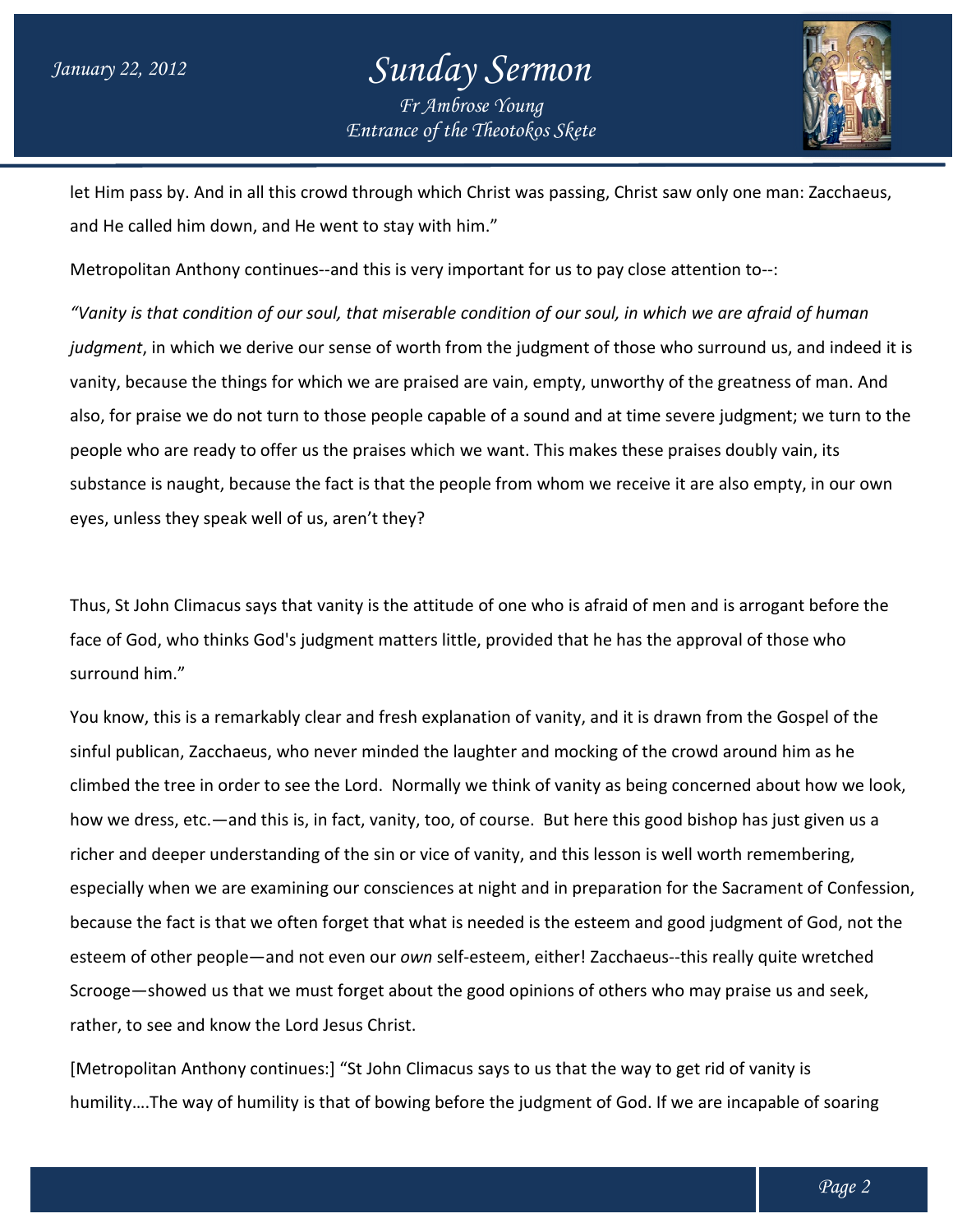let Him pass by. And in all this crowd through which Christ was passing, Christ saw only one man: Zacchaeus, and He called him down, and He went to stay with him."

Metropolitan Anthony continues--and this is very important for us to pay close attention to--:

*"Vanity is that condition of our soul, that miserable condition of our soul, in which we are afraid of human judgment*, in which we derive our sense of worth from the judgment of those who surround us, and indeed it is vanity, because the things for which we are praised are vain, empty, unworthy of the greatness of man. And also, for praise we do not turn to those people capable of a sound and at time severe judgment; we turn to the people who are ready to offer us the praises which we want. This makes these praises doubly vain, its substance is naught, because the fact is that the people from whom we receive it are also empty, in our own eyes, unless they speak well of us, aren't they?

Thus, St John Climacus says that vanity is the attitude of one who is afraid of men and is arrogant before the face of God, who thinks God's judgment matters little, provided that he has the approval of those who surround him."

You know, this is a remarkably clear and fresh explanation of vanity, and it is drawn from the Gospel of the sinful publican, Zacchaeus, who never minded the laughter and mocking of the crowd around him as he climbed the tree in order to see the Lord. Normally we think of vanity as being concerned about how we look, how we dress, etc.—and this is, in fact, vanity, too, of course. But here this good bishop has just given us a richer and deeper understanding of the sin or vice of vanity, and this lesson is well worth remembering, especially when we are examining our consciences at night and in preparation for the Sacrament of Confession, because the fact is that we often forget that what is needed is the esteem and good judgment of God, not the esteem of other people—and not even our *own* self-esteem, either! Zacchaeus--this really quite wretched Scrooge—showed us that we must forget about the good opinions of others who may praise us and seek, rather, to see and know the Lord Jesus Christ.

[Metropolitan Anthony continues:] "St John Climacus says to us that the way to get rid of vanity is humility….The way of humility is that of bowing before the judgment of God. If we are incapable of soaring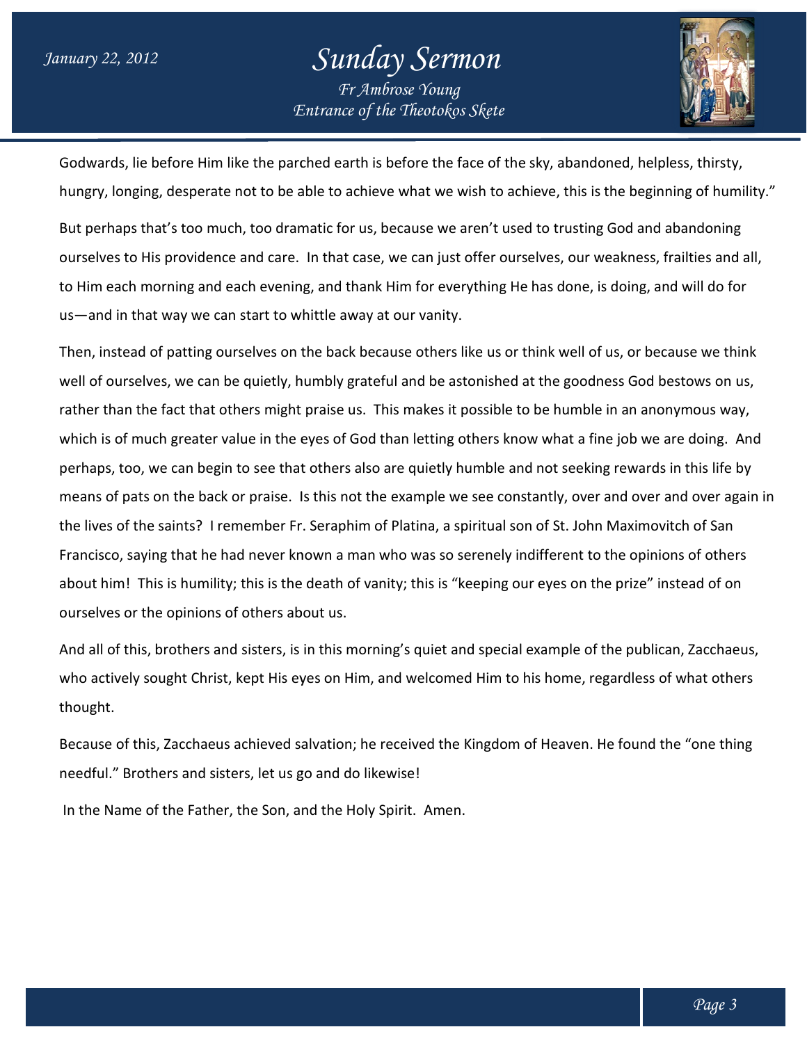Godwards, lie before Him like the parched earth is before the face of the sky, abandoned, helpless, thirsty, hungry, longing, desperate not to be able to achieve what we wish to achieve, this is the beginning of humility."

But perhaps that's too much, too dramatic for us, because we aren't used to trusting God and abandoning ourselves to His providence and care. In that case, we can just offer ourselves, our weakness, frailties and all, to Him each morning and each evening, and thank Him for everything He has done, is doing, and will do for us—and in that way we can start to whittle away at our vanity.

Then, instead of patting ourselves on the back because others like us or think well of us, or because we think well of ourselves, we can be quietly, humbly grateful and be astonished at the goodness God bestows on us, rather than the fact that others might praise us. This makes it possible to be humble in an anonymous way, which is of much greater value in the eyes of God than letting others know what a fine job we are doing. And perhaps, too, we can begin to see that others also are quietly humble and not seeking rewards in this life by means of pats on the back or praise. Is this not the example we see constantly, over and over and over again in the lives of the saints? I remember Fr. Seraphim of Platina, a spiritual son of St. John Maximovitch of San Francisco, saying that he had never known a man who was so serenely indifferent to the opinions of others about him! This is humility; this is the death of vanity; this is "keeping our eyes on the prize" instead of on ourselves or the opinions of others about us.

And all of this, brothers and sisters, is in this morning's quiet and special example of the publican, Zacchaeus, who actively sought Christ, kept His eyes on Him, and welcomed Him to his home, regardless of what others thought.

Because of this, Zacchaeus achieved salvation; he received the Kingdom of Heaven. He found the "one thing needful." Brothers and sisters, let us go and do likewise!

In the Name of the Father, the Son, and the Holy Spirit. Amen.